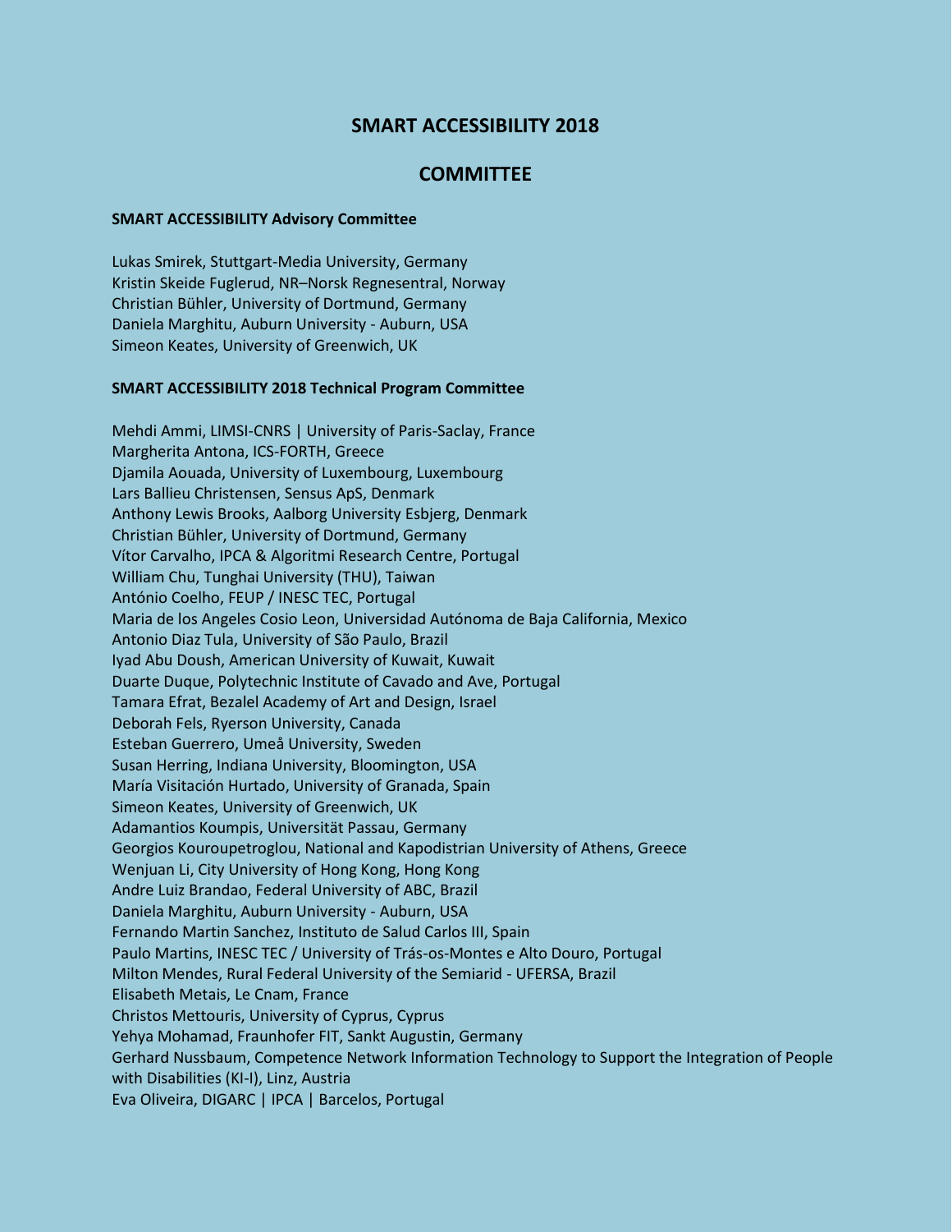# SMART ACCESSIBILITY 2018

## COMMITTEE

### SMART ACCESSIBILITY Advisory Committee

Lukas Smirek, Stuttgart-Media University, Germany
Kristin Skeide Fuglerud, NR–Norsk Regnesentral, Norway
Christian Bühler, University of Dortmund, Germany
Daniela Marghitu, Auburn University - Auburn, USA
Simeon Keates, University of Greenwich, UK

### SMART ACCESSIBILITY 2018 Technical Program Committee

Mehdi Ammi, LIMSI-CNRS | University of Paris-Saclay, France
Margherita Antona, ICS-FORTH, Greece
Djamila Aouada, University of Luxembourg, Luxembourg
Lars Ballieu Christensen, Sensus ApS, Denmark
Anthony Lewis Brooks, Aalborg University Esbjerg, Denmark
Christian Bühler, University of Dortmund, Germany
Vítor Carvalho, IPCA & Algoritmi Research Centre, Portugal
William Chu, Tunghai University (THU), Taiwan
António Coelho, FEUP / INESC TEC, Portugal
Maria de los Angeles Cosio Leon, Universidad Autónoma de Baja California, Mexico
Antonio Diaz Tula, University of São Paulo, Brazil
Iyad Abu Doush, American University of Kuwait, Kuwait
Duarte Duque, Polytechnic Institute of Cavado and Ave, Portugal
Tamara Efrat, Bezalel Academy of Art and Design, Israel
Deborah Fels, Ryerson University, Canada
Esteban Guerrero, Umeå University, Sweden
Susan Herring, Indiana University, Bloomington, USA
María Visitación Hurtado, University of Granada, Spain
Simeon Keates, University of Greenwich, UK
Adamantios Koumpis, Universität Passau, Germany
Georgios Kouroupetroglou, National and Kapodistrian University of Athens, Greece
Wenjuan Li, City University of Hong Kong, Hong Kong
Andre Luiz Brandao, Federal University of ABC, Brazil
Daniela Marghitu, Auburn University - Auburn, USA
Fernando Martin Sanchez, Instituto de Salud Carlos III, Spain
Paulo Martins, INESC TEC / University of Trás-os-Montes e Alto Douro, Portugal
Milton Mendes, Rural Federal University of the Semiarid - UFERSA, Brazil
Elisabeth Metais, Le Cnam, France
Christos Mettouris, University of Cyprus, Cyprus
Yehya Mohamad, Fraunhofer FIT, Sankt Augustin, Germany
Gerhard Nussbaum, Competence Network Information Technology to Support the Integration of People with Disabilities (KI-I), Linz, Austria
Eva Oliveira, DIGARC | IPCA | Barcelos, Portugal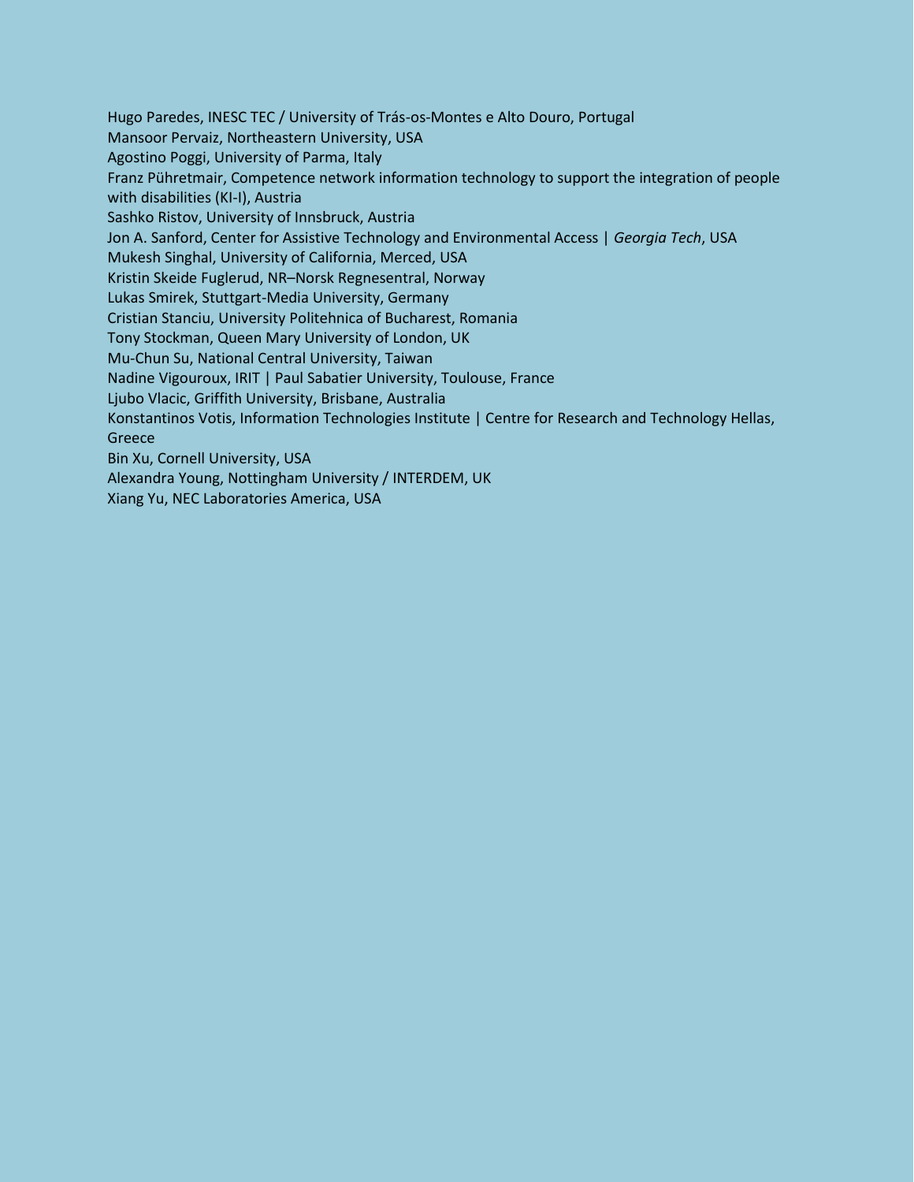Hugo Paredes, INESC TEC / University of Trás-os-Montes e Alto Douro, Portugal
Mansoor Pervaiz, Northeastern University, USA
Agostino Poggi, University of Parma, Italy
Franz Pühretmair, Competence network information technology to support the integration of people with disabilities (KI-I), Austria
Sashko Ristov, University of Innsbruck, Austria
Jon A. Sanford, Center for Assistive Technology and Environmental Access | *Georgia Tech*, USA
Mukesh Singhal, University of California, Merced, USA
Kristin Skeide Fuglerud, NR–Norsk Regnesentral, Norway
Lukas Smirek, Stuttgart-Media University, Germany
Cristian Stanciu, University Politehnica of Bucharest, Romania
Tony Stockman, Queen Mary University of London, UK
Mu-Chun Su, National Central University, Taiwan
Nadine Vigouroux, IRIT | Paul Sabatier University, Toulouse, France
Ljubo Vlacic, Griffith University, Brisbane, Australia
Konstantinos Votis, Information Technologies Institute | Centre for Research and Technology Hellas, Greece
Bin Xu, Cornell University, USA
Alexandra Young, Nottingham University / INTERDEM, UK
Xiang Yu, NEC Laboratories America, USA